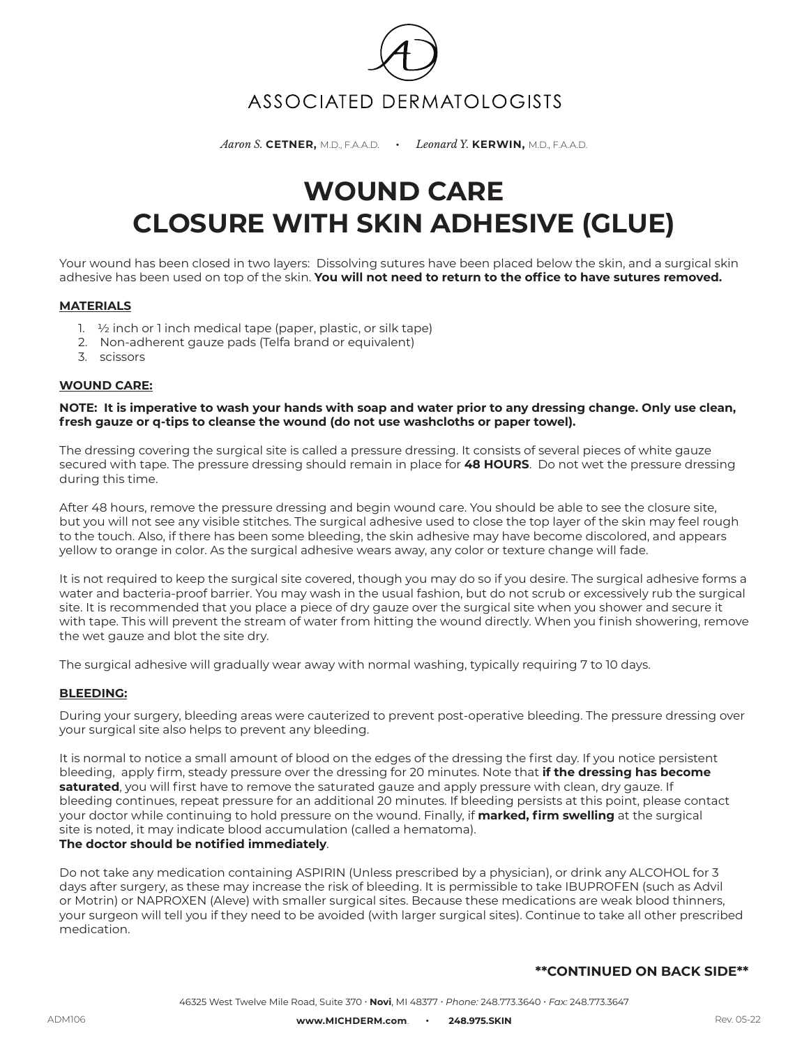# ASSOCIATED DERMATOLOGISTS

*Aaron S.* **CETNER,** M.D., F.A.A.D. • *Leonard Y.* **KERWIN,** M.D., F.A.A.D.

# WOUND CARE
# CLOSURE WITH SKIN ADHESIVE (GLUE)

Your wound has been closed in two layers: Dissolving sutures have been placed below the skin, and a surgical skin adhesive has been used on top of the skin. **You will not need to return to the office to have sutures removed.**

**MATERIALS**

1. ½ inch or 1 inch medical tape (paper, plastic, or silk tape)
2. Non-adherent gauze pads (Telfa brand or equivalent)
3. scissors

**WOUND CARE:**

**NOTE: It is imperative to wash your hands with soap and water prior to any dressing change. Only use clean, fresh gauze or q-tips to cleanse the wound (do not use washcloths or paper towel).**

The dressing covering the surgical site is called a pressure dressing. It consists of several pieces of white gauze secured with tape. The pressure dressing should remain in place for **48 HOURS**. Do not wet the pressure dressing during this time.

After 48 hours, remove the pressure dressing and begin wound care. You should be able to see the closure site, but you will not see any visible stitches. The surgical adhesive used to close the top layer of the skin may feel rough to the touch. Also, if there has been some bleeding, the skin adhesive may have become discolored, and appears yellow to orange in color. As the surgical adhesive wears away, any color or texture change will fade.

It is not required to keep the surgical site covered, though you may do so if you desire. The surgical adhesive forms a water and bacteria-proof barrier. You may wash in the usual fashion, but do not scrub or excessively rub the surgical site. It is recommended that you place a piece of dry gauze over the surgical site when you shower and secure it with tape. This will prevent the stream of water from hitting the wound directly. When you finish showering, remove the wet gauze and blot the site dry.

The surgical adhesive will gradually wear away with normal washing, typically requiring 7 to 10 days.

**BLEEDING:**

During your surgery, bleeding areas were cauterized to prevent post-operative bleeding. The pressure dressing over your surgical site also helps to prevent any bleeding.

It is normal to notice a small amount of blood on the edges of the dressing the first day. If you notice persistent bleeding, apply firm, steady pressure over the dressing for 20 minutes. Note that **if the dressing has become saturated**, you will first have to remove the saturated gauze and apply pressure with clean, dry gauze. If bleeding continues, repeat pressure for an additional 20 minutes. If bleeding persists at this point, please contact your doctor while continuing to hold pressure on the wound. Finally, if **marked, firm swelling** at the surgical site is noted, it may indicate blood accumulation (called a hematoma).
**The doctor should be notified immediately**.

Do not take any medication containing ASPIRIN (Unless prescribed by a physician), or drink any ALCOHOL for 3 days after surgery, as these may increase the risk of bleeding. It is permissible to take IBUPROFEN (such as Advil or Motrin) or NAPROXEN (Aleve) with smaller surgical sites. Because these medications are weak blood thinners, your surgeon will tell you if they need to be avoided (with larger surgical sites). Continue to take all other prescribed medication.

**\*\*CONTINUED ON BACK SIDE\*\***

46325 West Twelve Mile Road, Suite 370 · **Novi**, MI 48377 · *Phone:* 248.773.3640 · *Fax:* 248.773.3647

ADM106 **www.MICHDERM.com**. • **248.975.SKIN** Rev. 05-22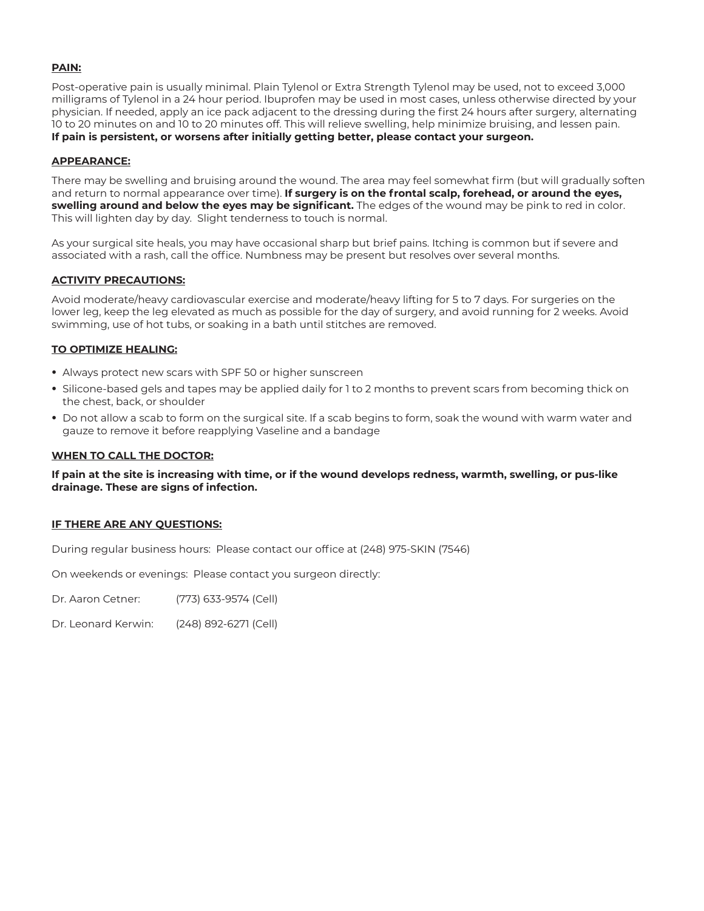## PAIN:

Post-operative pain is usually minimal. Plain Tylenol or Extra Strength Tylenol may be used, not to exceed 3,000 milligrams of Tylenol in a 24 hour period. Ibuprofen may be used in most cases, unless otherwise directed by your physician. If needed, apply an ice pack adjacent to the dressing during the first 24 hours after surgery, alternating 10 to 20 minutes on and 10 to 20 minutes off. This will relieve swelling, help minimize bruising, and lessen pain. **If pain is persistent, or worsens after initially getting better, please contact your surgeon.**

## APPEARANCE:

There may be swelling and bruising around the wound. The area may feel somewhat firm (but will gradually soften and return to normal appearance over time). **If surgery is on the frontal scalp, forehead, or around the eyes, swelling around and below the eyes may be significant.** The edges of the wound may be pink to red in color. This will lighten day by day. Slight tenderness to touch is normal.

As your surgical site heals, you may have occasional sharp but brief pains. Itching is common but if severe and associated with a rash, call the office. Numbness may be present but resolves over several months.

## ACTIVITY PRECAUTIONS:

Avoid moderate/heavy cardiovascular exercise and moderate/heavy lifting for 5 to 7 days. For surgeries on the lower leg, keep the leg elevated as much as possible for the day of surgery, and avoid running for 2 weeks. Avoid swimming, use of hot tubs, or soaking in a bath until stitches are removed.

## TO OPTIMIZE HEALING:

- Always protect new scars with SPF 50 or higher sunscreen
- Silicone-based gels and tapes may be applied daily for 1 to 2 months to prevent scars from becoming thick on the chest, back, or shoulder
- Do not allow a scab to form on the surgical site. If a scab begins to form, soak the wound with warm water and gauze to remove it before reapplying Vaseline and a bandage

## WHEN TO CALL THE DOCTOR:

**If pain at the site is increasing with time, or if the wound develops redness, warmth, swelling, or pus-like drainage. These are signs of infection.**

## IF THERE ARE ANY QUESTIONS:

During regular business hours: Please contact our office at (248) 975-SKIN (7546)

On weekends or evenings: Please contact you surgeon directly:

Dr. Aaron Cetner: (773) 633-9574 (Cell)

Dr. Leonard Kerwin: (248) 892-6271 (Cell)